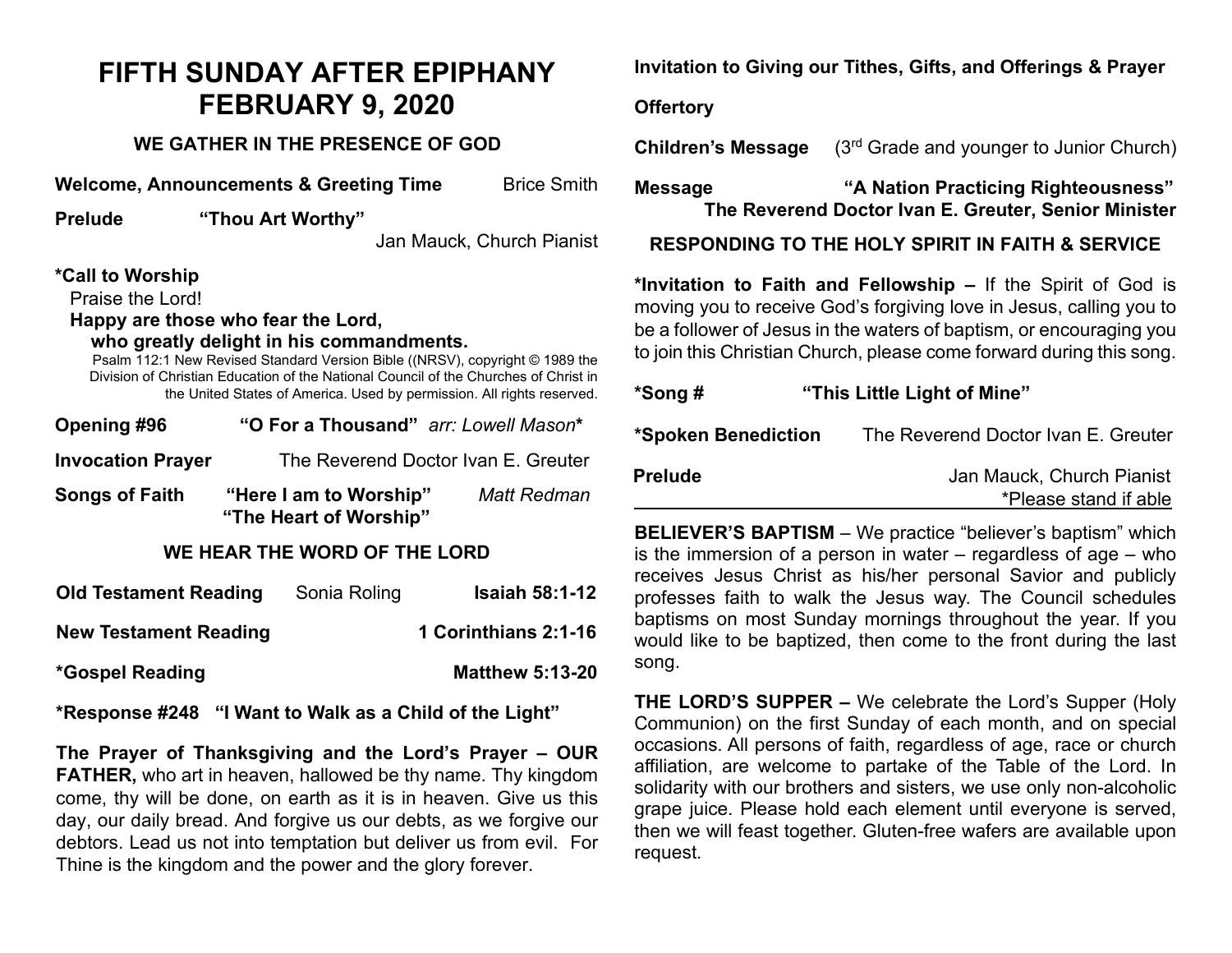# FIFTH SUNDAY AFTER EPIPHANY
# FEBRUARY 9, 2020

### WE GATHER IN THE PRESENCE OF GOD

**Welcome, Announcements & Greeting Time** Brice Smith

**Prelude** **"Thou Art Worthy"**
Jan Mauck, Church Pianist

**\*Call to Worship**
Praise the Lord!
**Happy are those who fear the Lord,**
**who greatly delight in his commandments.**
Psalm 112:1 New Revised Standard Version Bible ((NRSV), copyright © 1989 the Division of Christian Education of the National Council of the Churches of Christ in the United States of America. Used by permission. All rights reserved.

**Opening #96** **"O For a Thousand"** *arr: Lowell Mason***\***

**Invocation Prayer** The Reverend Doctor Ivan E. Greuter

**Songs of Faith** **"Here I am to Worship"** *Matt Redman*
**"The Heart of Worship"**

### WE HEAR THE WORD OF THE LORD

**Old Testament Reading** Sonia Roling **Isaiah 58:1-12**

**New Testament Reading** **1 Corinthians 2:1-16**

**\*Gospel Reading** **Matthew 5:13-20**

**\*Response #248 "I Want to Walk as a Child of the Light"**

**The Prayer of Thanksgiving and the Lord's Prayer – OUR FATHER,** who art in heaven, hallowed be thy name. Thy kingdom come, thy will be done, on earth as it is in heaven. Give us this day, our daily bread. And forgive us our debts, as we forgive our debtors. Lead us not into temptation but deliver us from evil. For Thine is the kingdom and the power and the glory forever.

**Invitation to Giving our Tithes, Gifts, and Offerings & Prayer**

**Offertory**

**Children's Message** (3rd Grade and younger to Junior Church)

**Message** **"A Nation Practicing Righteousness"**
**The Reverend Doctor Ivan E. Greuter, Senior Minister**

### RESPONDING TO THE HOLY SPIRIT IN FAITH & SERVICE

**\*Invitation to Faith and Fellowship –** If the Spirit of God is moving you to receive God's forgiving love in Jesus, calling you to be a follower of Jesus in the waters of baptism, or encouraging you to join this Christian Church, please come forward during this song.

**\*Song #** **"This Little Light of Mine"**

**\*Spoken Benediction** The Reverend Doctor Ivan E. Greuter

**Prelude** Jan Mauck, Church Pianist

\*Please stand if able

**BELIEVER'S BAPTISM** – We practice "believer's baptism" which is the immersion of a person in water – regardless of age – who receives Jesus Christ as his/her personal Savior and publicly professes faith to walk the Jesus way. The Council schedules baptisms on most Sunday mornings throughout the year. If you would like to be baptized, then come to the front during the last song.

**THE LORD'S SUPPER –** We celebrate the Lord's Supper (Holy Communion) on the first Sunday of each month, and on special occasions. All persons of faith, regardless of age, race or church affiliation, are welcome to partake of the Table of the Lord. In solidarity with our brothers and sisters, we use only non-alcoholic grape juice. Please hold each element until everyone is served, then we will feast together. Gluten-free wafers are available upon request.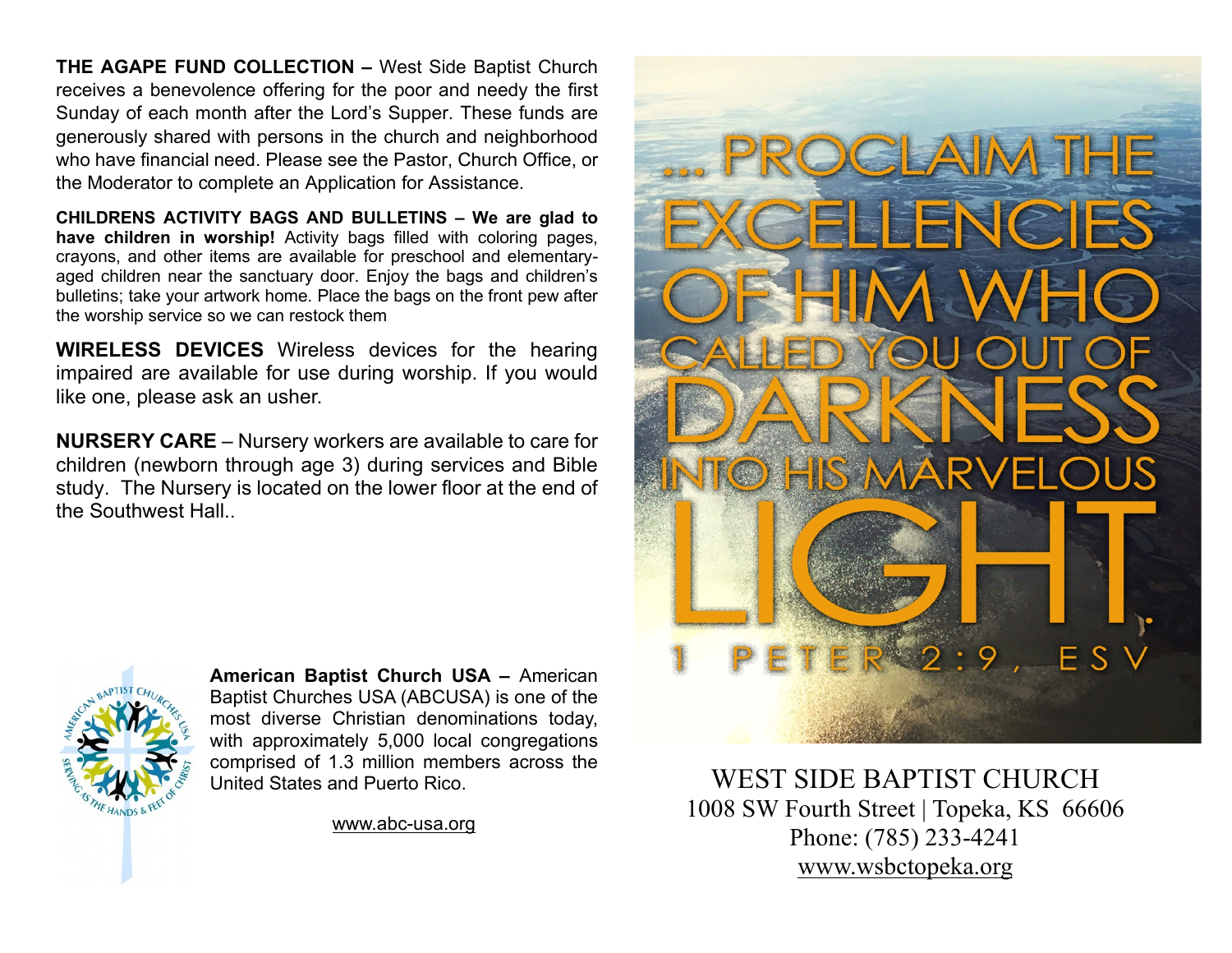**THE AGAPE FUND COLLECTION –** West Side Baptist Church receives a benevolence offering for the poor and needy the first Sunday of each month after the Lord's Supper. These funds are generously shared with persons in the church and neighborhood who have financial need. Please see the Pastor, Church Office, or the Moderator to complete an Application for Assistance.

**CHILDRENS ACTIVITY BAGS AND BULLETINS – We are glad to have children in worship!** Activity bags filled with coloring pages, crayons, and other items are available for preschool and elementary-aged children near the sanctuary door. Enjoy the bags and children's bulletins; take your artwork home. Place the bags on the front pew after the worship service so we can restock them

**WIRELESS DEVICES** Wireless devices for the hearing impaired are available for use during worship. If you would like one, please ask an usher.

**NURSERY CARE** – Nursery workers are available to care for children (newborn through age 3) during services and Bible study. The Nursery is located on the lower floor at the end of the Southwest Hall..

**American Baptist Church USA –** American Baptist Churches USA (ABCUSA) is one of the most diverse Christian denominations today, with approximately 5,000 local congregations comprised of 1.3 million members across the United States and Puerto Rico.

www.abc-usa.org

... PROCLAIM THE EXCELLENCIES OF HIM WHO CALLED YOU OUT OF DARKNESS INTO HIS MARVELOUS LIGHT.

1 PETER 2:9, ESV

WEST SIDE BAPTIST CHURCH
1008 SW Fourth Street | Topeka, KS 66606
Phone: (785) 233-4241
www.wsbctopeka.org